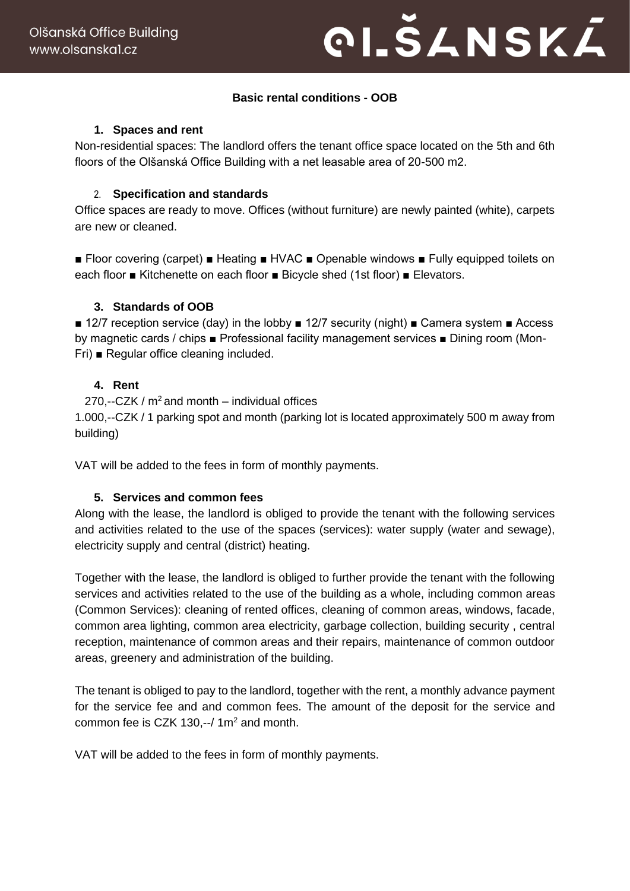## Basic rental conditions - OOB

1. **Spaces and rent**

Non-residential spaces: The landlord offers the tenant office space located on the 5th and 6th floors of the Olšanská Office Building with a net leasable area of 20-500 m2.

2. **Specification and standards**

Office spaces are ready to move. Offices (without furniture) are newly painted (white), carpets are new or cleaned.

■ Floor covering (carpet) ■ Heating ■ HVAC ■ Openable windows ■ Fully equipped toilets on each floor ■ Kitchenette on each floor ■ Bicycle shed (1st floor) ■ Elevators.

3. **Standards of OOB**

■ 12/7 reception service (day) in the lobby ■ 12/7 security (night) ■ Camera system ■ Access by magnetic cards / chips ■ Professional facility management services ■ Dining room (Mon-Fri) ■ Regular office cleaning included.

4. **Rent**

270,--CZK / $m^2$ and month – individual offices
1.000,--CZK / 1 parking spot and month (parking lot is located approximately 500 m away from building)

VAT will be added to the fees in form of monthly payments.

5. **Services and common fees**

Along with the lease, the landlord is obliged to provide the tenant with the following services and activities related to the use of the spaces (services): water supply (water and sewage), electricity supply and central (district) heating.

Together with the lease, the landlord is obliged to further provide the tenant with the following services and activities related to the use of the building as a whole, including common areas (Common Services): cleaning of rented offices, cleaning of common areas, windows, facade, common area lighting, common area electricity, garbage collection, building security , central reception, maintenance of common areas and their repairs, maintenance of common outdoor areas, greenery and administration of the building.

The tenant is obliged to pay to the landlord, together with the rent, a monthly advance payment for the service fee and and common fees. The amount of the deposit for the service and common fee is CZK 130,--/ 1$m^2$ and month.

VAT will be added to the fees in form of monthly payments.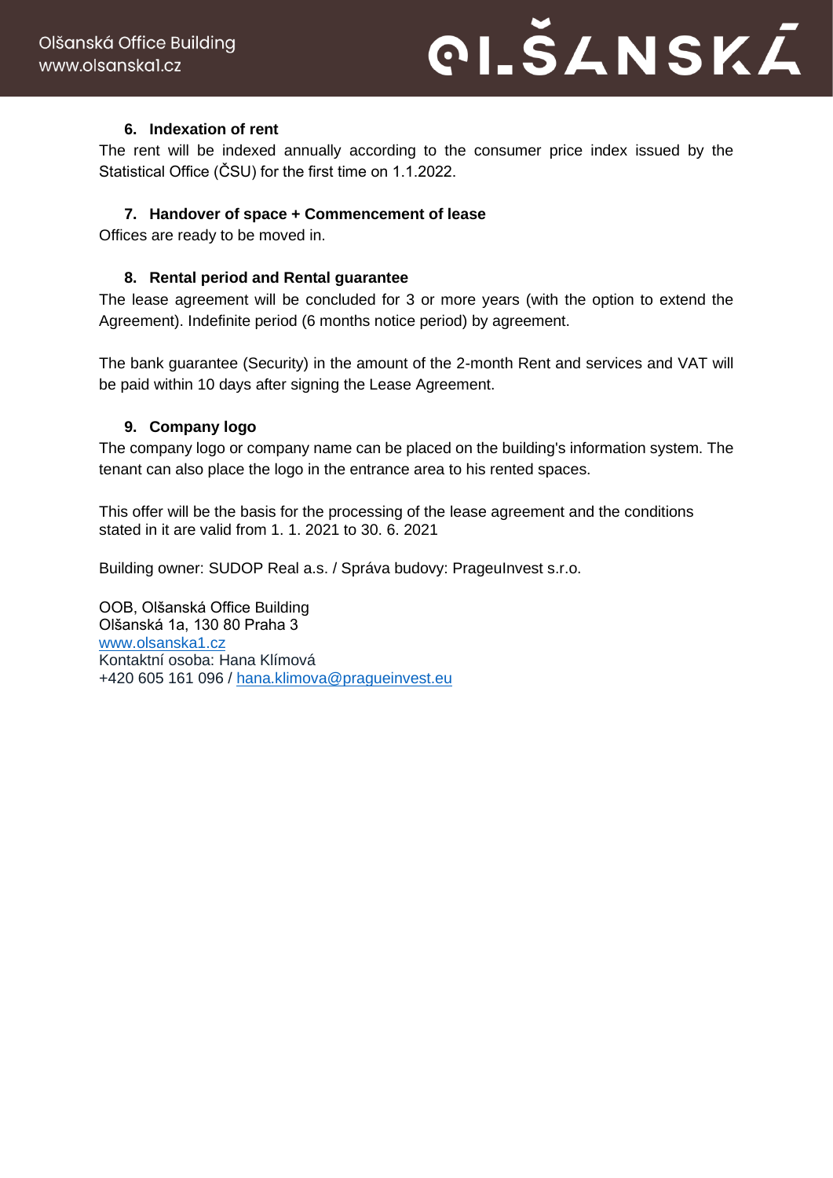### 6. Indexation of rent

The rent will be indexed annually according to the consumer price index issued by the Statistical Office (ČSU) for the first time on 1.1.2022.

### 7. Handover of space + Commencement of lease

Offices are ready to be moved in.

### 8. Rental period and Rental guarantee

The lease agreement will be concluded for 3 or more years (with the option to extend the Agreement). Indefinite period (6 months notice period) by agreement.

The bank guarantee (Security) in the amount of the 2-month Rent and services and VAT will be paid within 10 days after signing the Lease Agreement.

### 9. Company logo

The company logo or company name can be placed on the building's information system. The tenant can also place the logo in the entrance area to his rented spaces.

This offer will be the basis for the processing of the lease agreement and the conditions stated in it are valid from 1. 1. 2021 to 30. 6. 2021

Building owner: SUDOP Real a.s. / Správa budovy: PragueInvest s.r.o.

OOB, Olšanská Office Building
Olšanská 1a, 130 80 Praha 3
www.olsanska1.cz
Kontaktní osoba: Hana Klímová
+420 605 161 096 / hana.klimova@pragueinvest.eu